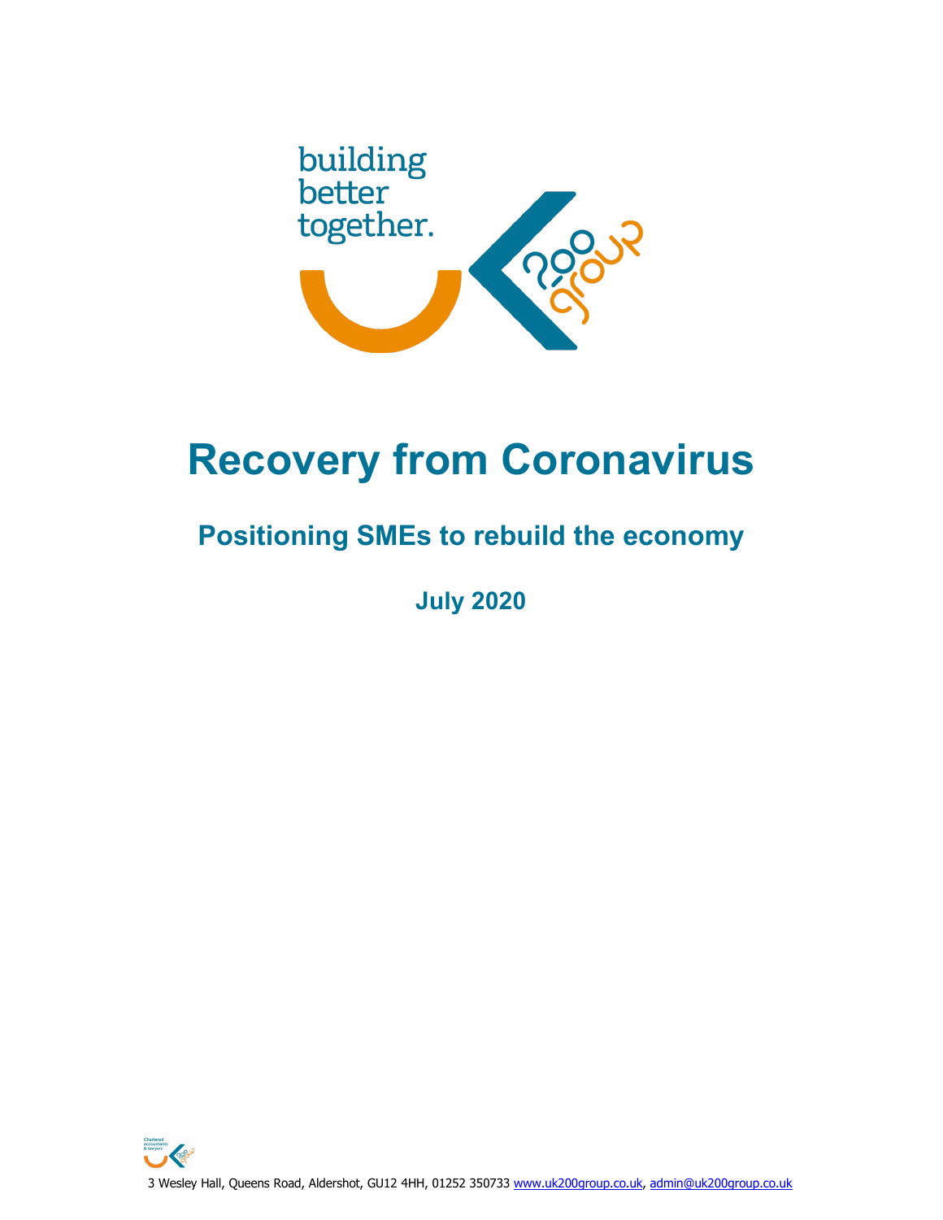building better together.

# Recovery from Coronavirus

## Positioning SMEs to rebuild the economy

**July 2020**

3 Wesley Hall, Queens Road, Aldershot, GU12 4HH, 01252 350733 www.uk200group.co.uk, admin@uk200group.co.uk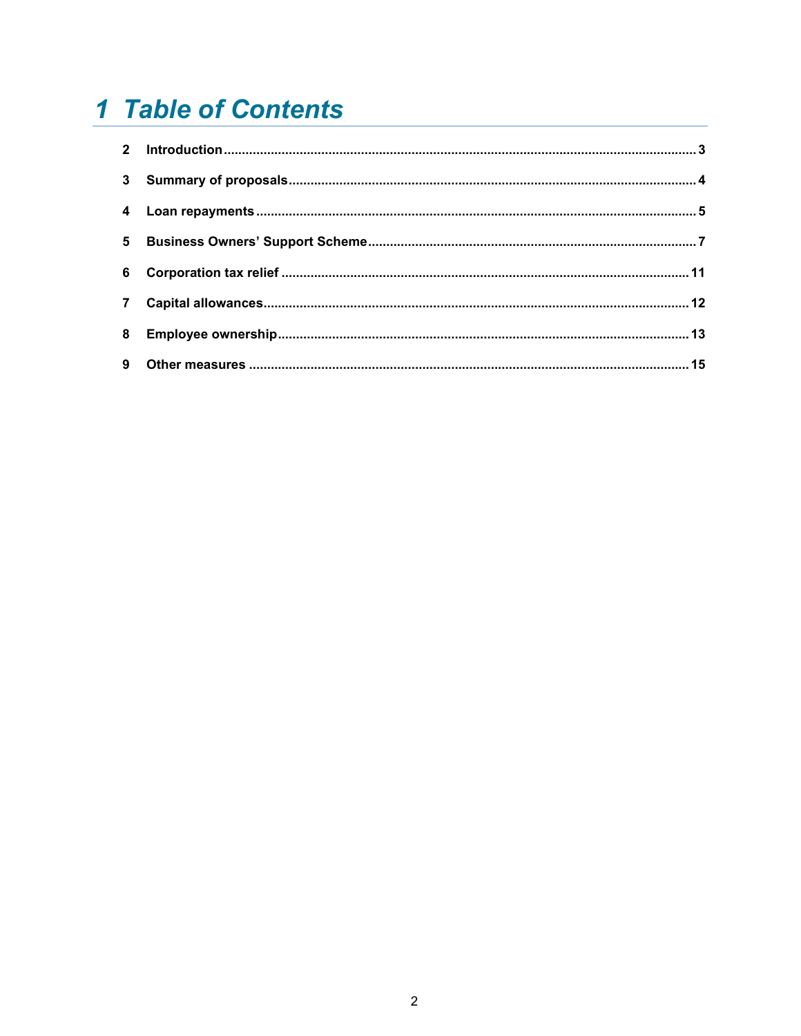# 1 Table of Contents

| | | |
|---|---|---|
| 2 | Introduction | 3 |
| 3 | Summary of proposals | 4 |
| 4 | Loan repayments | 5 |
| 5 | Business Owners' Support Scheme | 7 |
| 6 | Corporation tax relief | 11 |
| 7 | Capital allowances | 12 |
| 8 | Employee ownership | 13 |
| 9 | Other measures | 15 |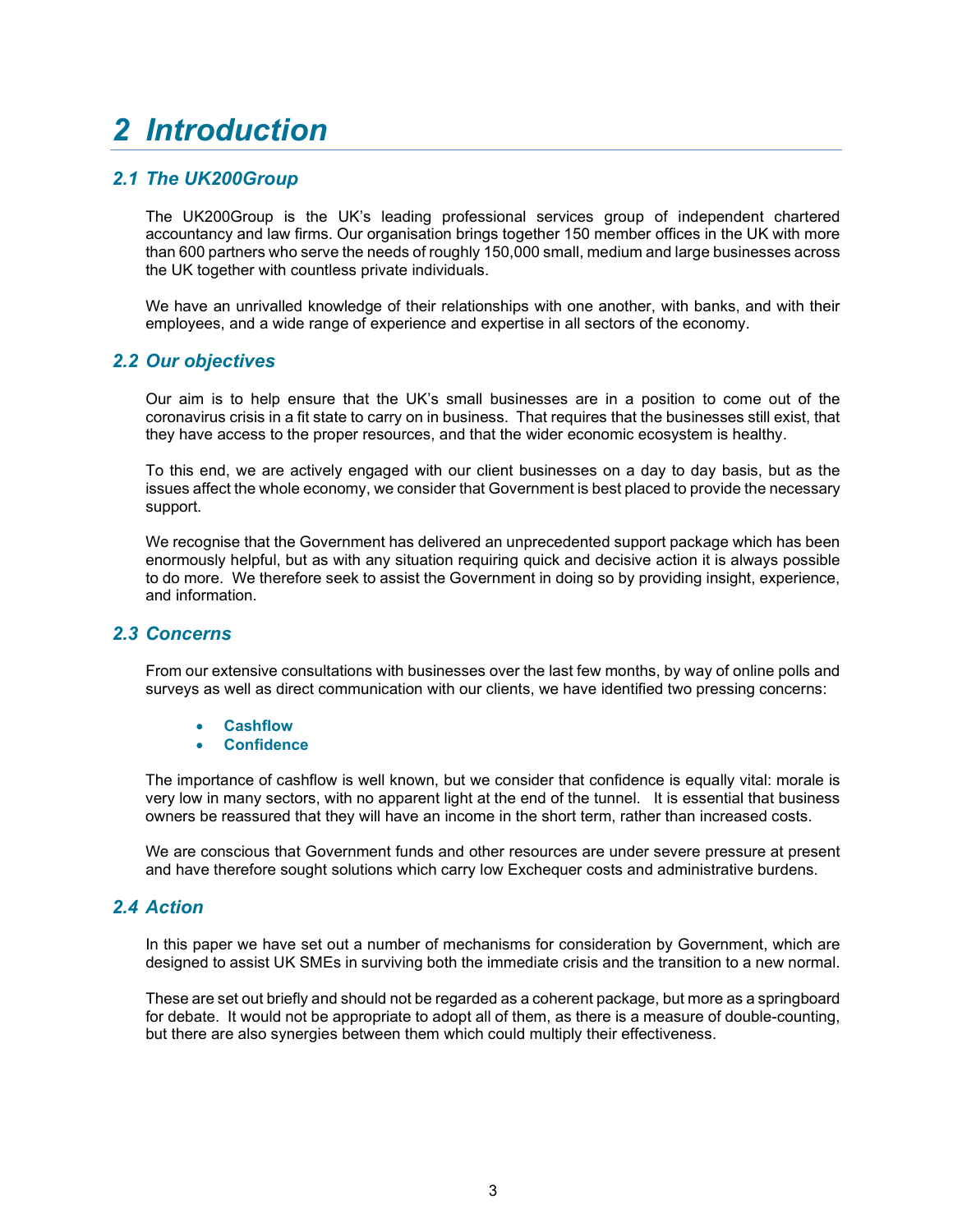# 2 Introduction

## 2.1 The UK200Group

The UK200Group is the UK's leading professional services group of independent chartered accountancy and law firms. Our organisation brings together 150 member offices in the UK with more than 600 partners who serve the needs of roughly 150,000 small, medium and large businesses across the UK together with countless private individuals.

We have an unrivalled knowledge of their relationships with one another, with banks, and with their employees, and a wide range of experience and expertise in all sectors of the economy.

## 2.2 Our objectives

Our aim is to help ensure that the UK's small businesses are in a position to come out of the coronavirus crisis in a fit state to carry on in business. That requires that the businesses still exist, that they have access to the proper resources, and that the wider economic ecosystem is healthy.

To this end, we are actively engaged with our client businesses on a day to day basis, but as the issues affect the whole economy, we consider that Government is best placed to provide the necessary support.

We recognise that the Government has delivered an unprecedented support package which has been enormously helpful, but as with any situation requiring quick and decisive action it is always possible to do more. We therefore seek to assist the Government in doing so by providing insight, experience, and information.

## 2.3 Concerns

From our extensive consultations with businesses over the last few months, by way of online polls and surveys as well as direct communication with our clients, we have identified two pressing concerns:

- **Cashflow**
- **Confidence**

The importance of cashflow is well known, but we consider that confidence is equally vital: morale is very low in many sectors, with no apparent light at the end of the tunnel. It is essential that business owners be reassured that they will have an income in the short term, rather than increased costs.

We are conscious that Government funds and other resources are under severe pressure at present and have therefore sought solutions which carry low Exchequer costs and administrative burdens.

## 2.4 Action

In this paper we have set out a number of mechanisms for consideration by Government, which are designed to assist UK SMEs in surviving both the immediate crisis and the transition to a new normal.

These are set out briefly and should not be regarded as a coherent package, but more as a springboard for debate. It would not be appropriate to adopt all of them, as there is a measure of double-counting, but there are also synergies between them which could multiply their effectiveness.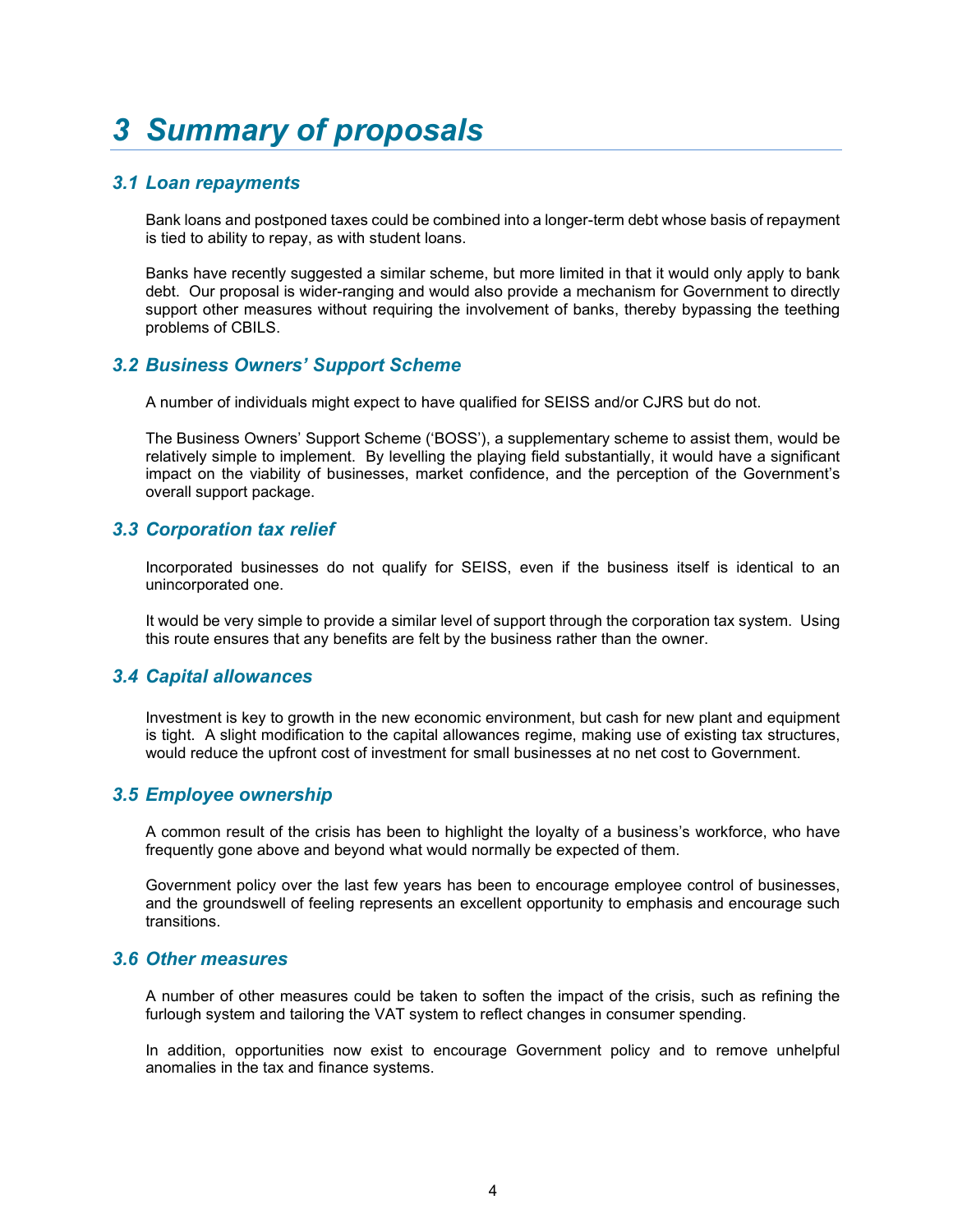# 3 Summary of proposals

## 3.1 Loan repayments

Bank loans and postponed taxes could be combined into a longer-term debt whose basis of repayment is tied to ability to repay, as with student loans.

Banks have recently suggested a similar scheme, but more limited in that it would only apply to bank debt. Our proposal is wider-ranging and would also provide a mechanism for Government to directly support other measures without requiring the involvement of banks, thereby bypassing the teething problems of CBILS.

## 3.2 Business Owners' Support Scheme

A number of individuals might expect to have qualified for SEISS and/or CJRS but do not.

The Business Owners' Support Scheme ('BOSS'), a supplementary scheme to assist them, would be relatively simple to implement. By levelling the playing field substantially, it would have a significant impact on the viability of businesses, market confidence, and the perception of the Government's overall support package.

## 3.3 Corporation tax relief

Incorporated businesses do not qualify for SEISS, even if the business itself is identical to an unincorporated one.

It would be very simple to provide a similar level of support through the corporation tax system. Using this route ensures that any benefits are felt by the business rather than the owner.

## 3.4 Capital allowances

Investment is key to growth in the new economic environment, but cash for new plant and equipment is tight. A slight modification to the capital allowances regime, making use of existing tax structures, would reduce the upfront cost of investment for small businesses at no net cost to Government.

## 3.5 Employee ownership

A common result of the crisis has been to highlight the loyalty of a business's workforce, who have frequently gone above and beyond what would normally be expected of them.

Government policy over the last few years has been to encourage employee control of businesses, and the groundswell of feeling represents an excellent opportunity to emphasis and encourage such transitions.

## 3.6 Other measures

A number of other measures could be taken to soften the impact of the crisis, such as refining the furlough system and tailoring the VAT system to reflect changes in consumer spending.

In addition, opportunities now exist to encourage Government policy and to remove unhelpful anomalies in the tax and finance systems.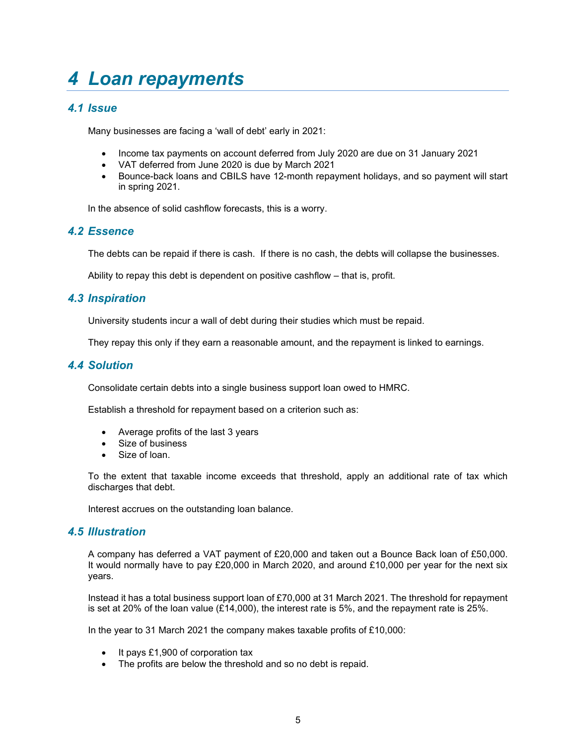# 4 Loan repayments

## 4.1 Issue

Many businesses are facing a 'wall of debt' early in 2021:

- Income tax payments on account deferred from July 2020 are due on 31 January 2021
- VAT deferred from June 2020 is due by March 2021
- Bounce-back loans and CBILS have 12-month repayment holidays, and so payment will start in spring 2021.

In the absence of solid cashflow forecasts, this is a worry.

## 4.2 Essence

The debts can be repaid if there is cash. If there is no cash, the debts will collapse the businesses.

Ability to repay this debt is dependent on positive cashflow – that is, profit.

## 4.3 Inspiration

University students incur a wall of debt during their studies which must be repaid.

They repay this only if they earn a reasonable amount, and the repayment is linked to earnings.

## 4.4 Solution

Consolidate certain debts into a single business support loan owed to HMRC.

Establish a threshold for repayment based on a criterion such as:

- Average profits of the last 3 years
- Size of business
- Size of loan.

To the extent that taxable income exceeds that threshold, apply an additional rate of tax which discharges that debt.

Interest accrues on the outstanding loan balance.

## 4.5 Illustration

A company has deferred a VAT payment of £20,000 and taken out a Bounce Back loan of £50,000. It would normally have to pay £20,000 in March 2020, and around £10,000 per year for the next six years.

Instead it has a total business support loan of £70,000 at 31 March 2021. The threshold for repayment is set at 20% of the loan value (£14,000), the interest rate is 5%, and the repayment rate is 25%.

In the year to 31 March 2021 the company makes taxable profits of £10,000:

- It pays £1,900 of corporation tax
- The profits are below the threshold and so no debt is repaid.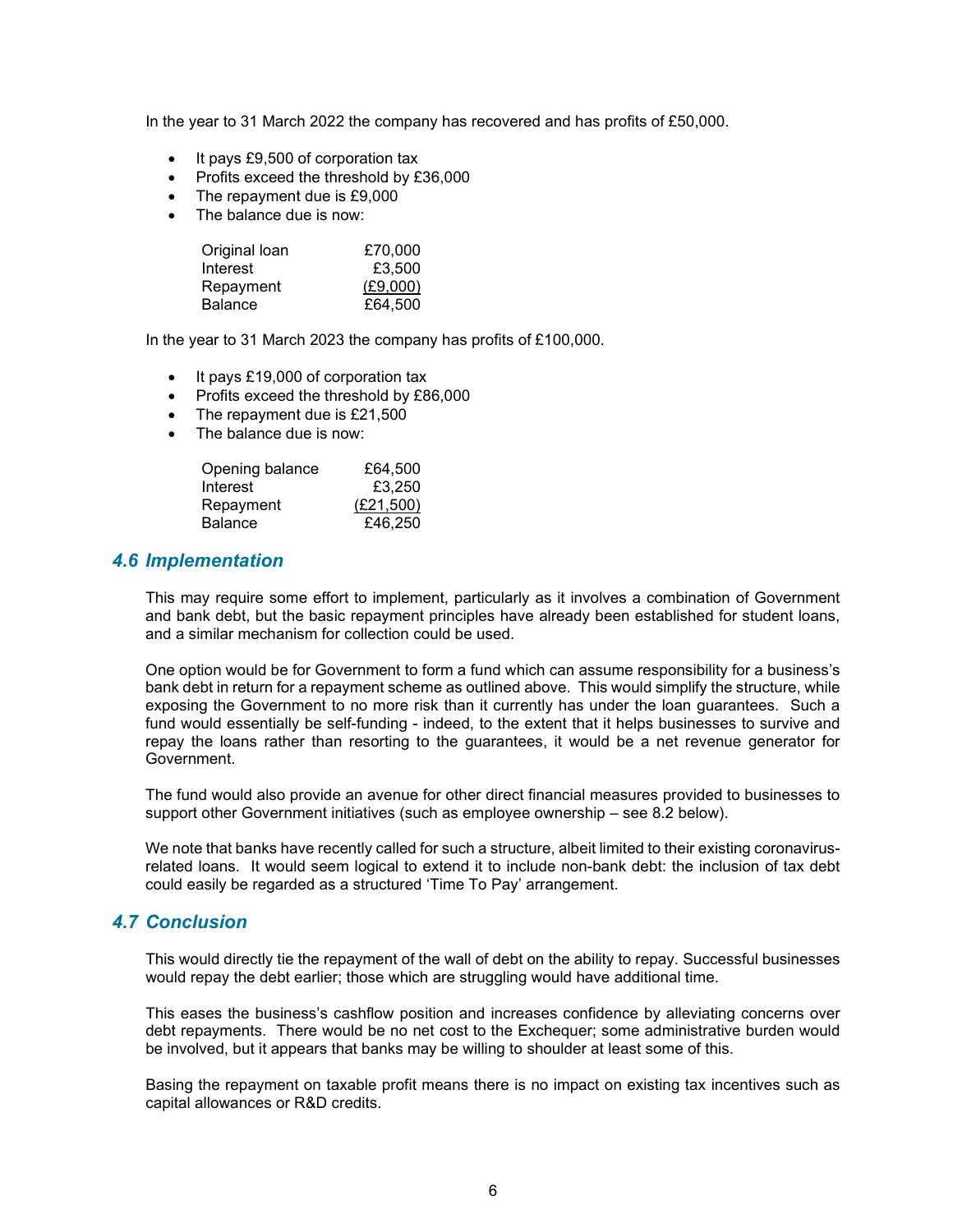In the year to 31 March 2022 the company has recovered and has profits of £50,000.

- It pays £9,500 of corporation tax
- Profits exceed the threshold by £36,000
- The repayment due is £9,000
- The balance due is now:

| | |
|---|---|
| Original loan | £70,000 |
| Interest | £3,500 |
| Repayment | (£9,000) |
| Balance | £64,500 |

In the year to 31 March 2023 the company has profits of £100,000.

- It pays £19,000 of corporation tax
- Profits exceed the threshold by £86,000
- The repayment due is £21,500
- The balance due is now:

| | |
|---|---|
| Opening balance | £64,500 |
| Interest | £3,250 |
| Repayment | (£21,500) |
| Balance | £46,250 |

### *4.6 Implementation*

This may require some effort to implement, particularly as it involves a combination of Government and bank debt, but the basic repayment principles have already been established for student loans, and a similar mechanism for collection could be used.

One option would be for Government to form a fund which can assume responsibility for a business's bank debt in return for a repayment scheme as outlined above. This would simplify the structure, while exposing the Government to no more risk than it currently has under the loan guarantees. Such a fund would essentially be self-funding - indeed, to the extent that it helps businesses to survive and repay the loans rather than resorting to the guarantees, it would be a net revenue generator for Government.

The fund would also provide an avenue for other direct financial measures provided to businesses to support other Government initiatives (such as employee ownership – see 8.2 below).

We note that banks have recently called for such a structure, albeit limited to their existing coronavirus-related loans. It would seem logical to extend it to include non-bank debt: the inclusion of tax debt could easily be regarded as a structured 'Time To Pay' arrangement.

### *4.7 Conclusion*

This would directly tie the repayment of the wall of debt on the ability to repay. Successful businesses would repay the debt earlier; those which are struggling would have additional time.

This eases the business's cashflow position and increases confidence by alleviating concerns over debt repayments. There would be no net cost to the Exchequer; some administrative burden would be involved, but it appears that banks may be willing to shoulder at least some of this.

Basing the repayment on taxable profit means there is no impact on existing tax incentives such as capital allowances or R&D credits.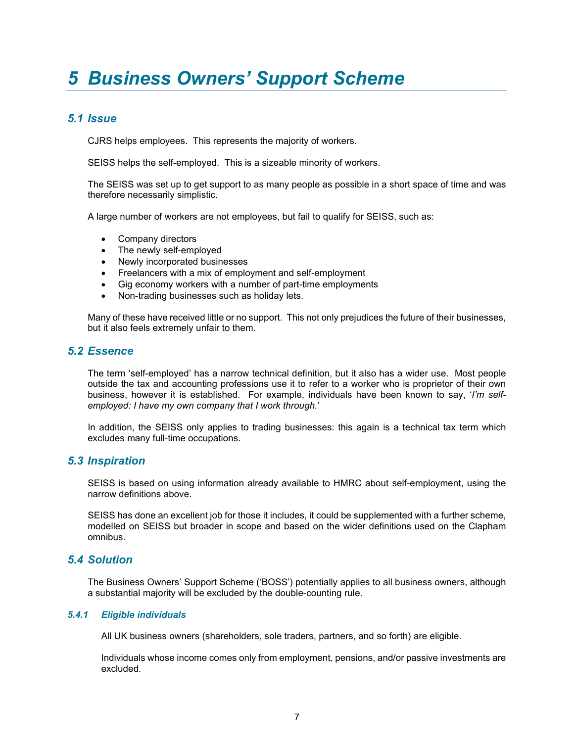# 5 Business Owners' Support Scheme

## 5.1 Issue

CJRS helps employees. This represents the majority of workers.

SEISS helps the self-employed. This is a sizeable minority of workers.

The SEISS was set up to get support to as many people as possible in a short space of time and was therefore necessarily simplistic.

A large number of workers are not employees, but fail to qualify for SEISS, such as:

- Company directors
- The newly self-employed
- Newly incorporated businesses
- Freelancers with a mix of employment and self-employment
- Gig economy workers with a number of part-time employments
- Non-trading businesses such as holiday lets.

Many of these have received little or no support. This not only prejudices the future of their businesses, but it also feels extremely unfair to them.

## 5.2 Essence

The term 'self-employed' has a narrow technical definition, but it also has a wider use. Most people outside the tax and accounting professions use it to refer to a worker who is proprietor of their own business, however it is established. For example, individuals have been known to say, '*I'm self-employed: I have my own company that I work through.*'

In addition, the SEISS only applies to trading businesses: this again is a technical tax term which excludes many full-time occupations.

## 5.3 Inspiration

SEISS is based on using information already available to HMRC about self-employment, using the narrow definitions above.

SEISS has done an excellent job for those it includes, it could be supplemented with a further scheme, modelled on SEISS but broader in scope and based on the wider definitions used on the Clapham omnibus.

## 5.4 Solution

The Business Owners' Support Scheme ('BOSS') potentially applies to all business owners, although a substantial majority will be excluded by the double-counting rule.

### 5.4.1 Eligible individuals

All UK business owners (shareholders, sole traders, partners, and so forth) are eligible.

Individuals whose income comes only from employment, pensions, and/or passive investments are excluded.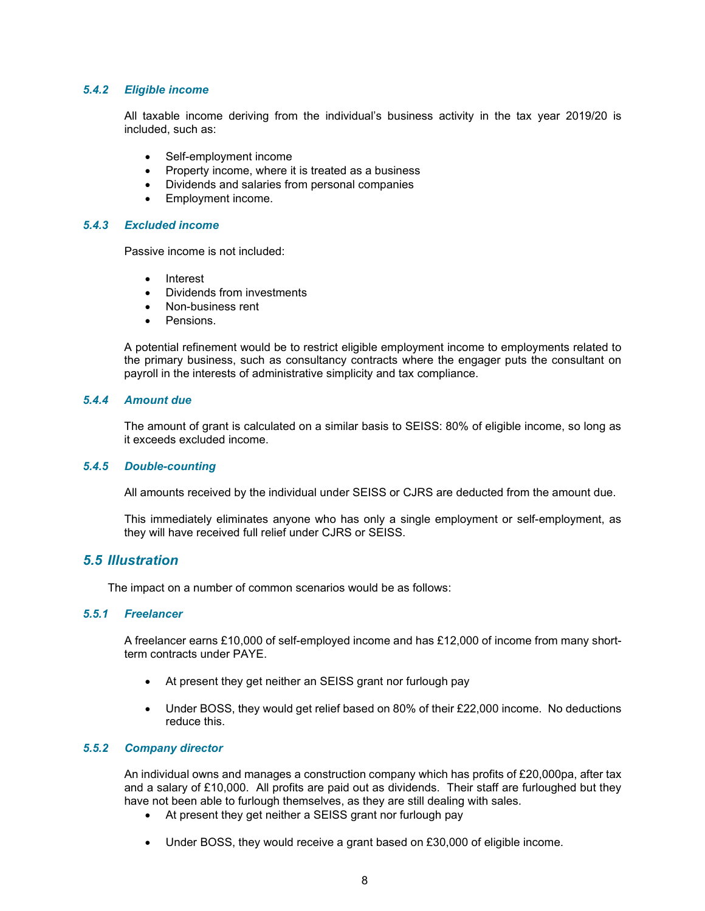#### 5.4.2 Eligible income

All taxable income deriving from the individual's business activity in the tax year 2019/20 is included, such as:

- Self-employment income
- Property income, where it is treated as a business
- Dividends and salaries from personal companies
- Employment income.

#### 5.4.3 Excluded income

Passive income is not included:

- Interest
- Dividends from investments
- Non-business rent
- Pensions.

A potential refinement would be to restrict eligible employment income to employments related to the primary business, such as consultancy contracts where the engager puts the consultant on payroll in the interests of administrative simplicity and tax compliance.

#### 5.4.4 Amount due

The amount of grant is calculated on a similar basis to SEISS: 80% of eligible income, so long as it exceeds excluded income.

#### 5.4.5 Double-counting

All amounts received by the individual under SEISS or CJRS are deducted from the amount due.

This immediately eliminates anyone who has only a single employment or self-employment, as they will have received full relief under CJRS or SEISS.

### 5.5 Illustration

The impact on a number of common scenarios would be as follows:

#### 5.5.1 Freelancer

A freelancer earns £10,000 of self-employed income and has £12,000 of income from many short-term contracts under PAYE.

- At present they get neither an SEISS grant nor furlough pay
- Under BOSS, they would get relief based on 80% of their £22,000 income. No deductions reduce this.

#### 5.5.2 Company director

An individual owns and manages a construction company which has profits of £20,000pa, after tax and a salary of £10,000. All profits are paid out as dividends. Their staff are furloughed but they have not been able to furlough themselves, as they are still dealing with sales.

- At present they get neither a SEISS grant nor furlough pay
- Under BOSS, they would receive a grant based on £30,000 of eligible income.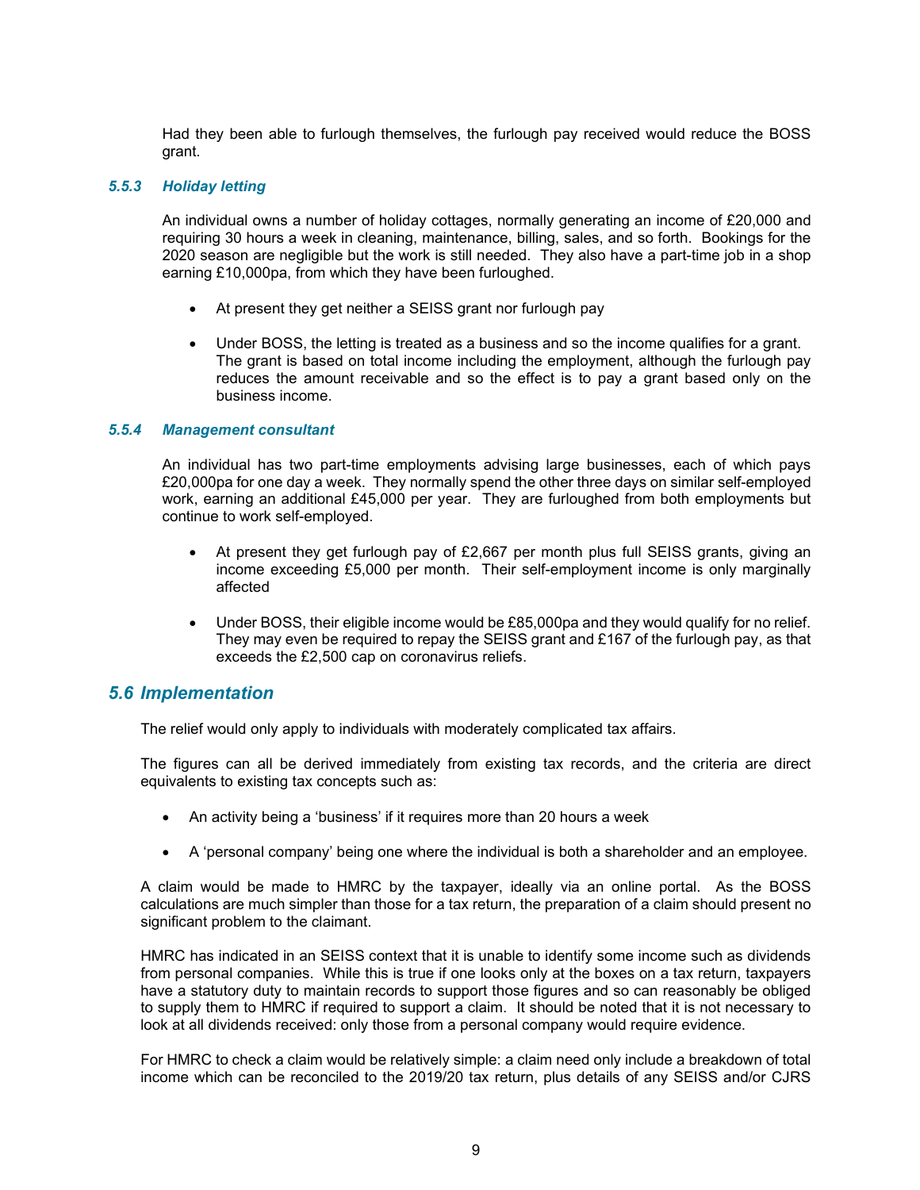Had they been able to furlough themselves, the furlough pay received would reduce the BOSS grant.

#### *5.5.3 Holiday letting*

An individual owns a number of holiday cottages, normally generating an income of £20,000 and requiring 30 hours a week in cleaning, maintenance, billing, sales, and so forth. Bookings for the 2020 season are negligible but the work is still needed. They also have a part-time job in a shop earning £10,000pa, from which they have been furloughed.

- At present they get neither a SEISS grant nor furlough pay
- Under BOSS, the letting is treated as a business and so the income qualifies for a grant. The grant is based on total income including the employment, although the furlough pay reduces the amount receivable and so the effect is to pay a grant based only on the business income.

#### *5.5.4 Management consultant*

An individual has two part-time employments advising large businesses, each of which pays £20,000pa for one day a week. They normally spend the other three days on similar self-employed work, earning an additional £45,000 per year. They are furloughed from both employments but continue to work self-employed.

- At present they get furlough pay of £2,667 per month plus full SEISS grants, giving an income exceeding £5,000 per month. Their self-employment income is only marginally affected
- Under BOSS, their eligible income would be £85,000pa and they would qualify for no relief. They may even be required to repay the SEISS grant and £167 of the furlough pay, as that exceeds the £2,500 cap on coronavirus reliefs.

### *5.6 Implementation*

The relief would only apply to individuals with moderately complicated tax affairs.

The figures can all be derived immediately from existing tax records, and the criteria are direct equivalents to existing tax concepts such as:

- An activity being a 'business' if it requires more than 20 hours a week
- A 'personal company' being one where the individual is both a shareholder and an employee.

A claim would be made to HMRC by the taxpayer, ideally via an online portal. As the BOSS calculations are much simpler than those for a tax return, the preparation of a claim should present no significant problem to the claimant.

HMRC has indicated in an SEISS context that it is unable to identify some income such as dividends from personal companies. While this is true if one looks only at the boxes on a tax return, taxpayers have a statutory duty to maintain records to support those figures and so can reasonably be obliged to supply them to HMRC if required to support a claim. It should be noted that it is not necessary to look at all dividends received: only those from a personal company would require evidence.

For HMRC to check a claim would be relatively simple: a claim need only include a breakdown of total income which can be reconciled to the 2019/20 tax return, plus details of any SEISS and/or CJRS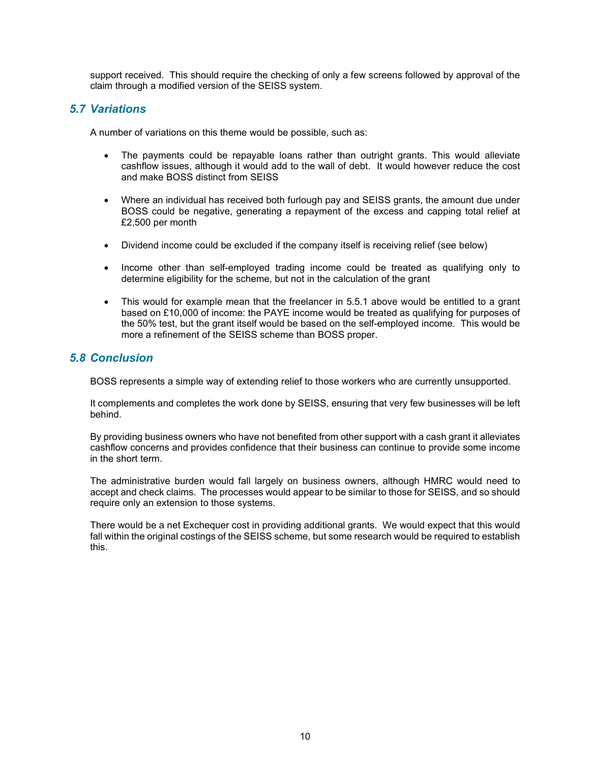support received. This should require the checking of only a few screens followed by approval of the claim through a modified version of the SEISS system.

### *5.7 Variations*

A number of variations on this theme would be possible, such as:

- The payments could be repayable loans rather than outright grants. This would alleviate cashflow issues, although it would add to the wall of debt. It would however reduce the cost and make BOSS distinct from SEISS
- Where an individual has received both furlough pay and SEISS grants, the amount due under BOSS could be negative, generating a repayment of the excess and capping total relief at £2,500 per month
- Dividend income could be excluded if the company itself is receiving relief (see below)
- Income other than self-employed trading income could be treated as qualifying only to determine eligibility for the scheme, but not in the calculation of the grant
- This would for example mean that the freelancer in 5.5.1 above would be entitled to a grant based on £10,000 of income: the PAYE income would be treated as qualifying for purposes of the 50% test, but the grant itself would be based on the self-employed income. This would be more a refinement of the SEISS scheme than BOSS proper.

### *5.8 Conclusion*

BOSS represents a simple way of extending relief to those workers who are currently unsupported.

It complements and completes the work done by SEISS, ensuring that very few businesses will be left behind.

By providing business owners who have not benefited from other support with a cash grant it alleviates cashflow concerns and provides confidence that their business can continue to provide some income in the short term.

The administrative burden would fall largely on business owners, although HMRC would need to accept and check claims. The processes would appear to be similar to those for SEISS, and so should require only an extension to those systems.

There would be a net Exchequer cost in providing additional grants. We would expect that this would fall within the original costings of the SEISS scheme, but some research would be required to establish this.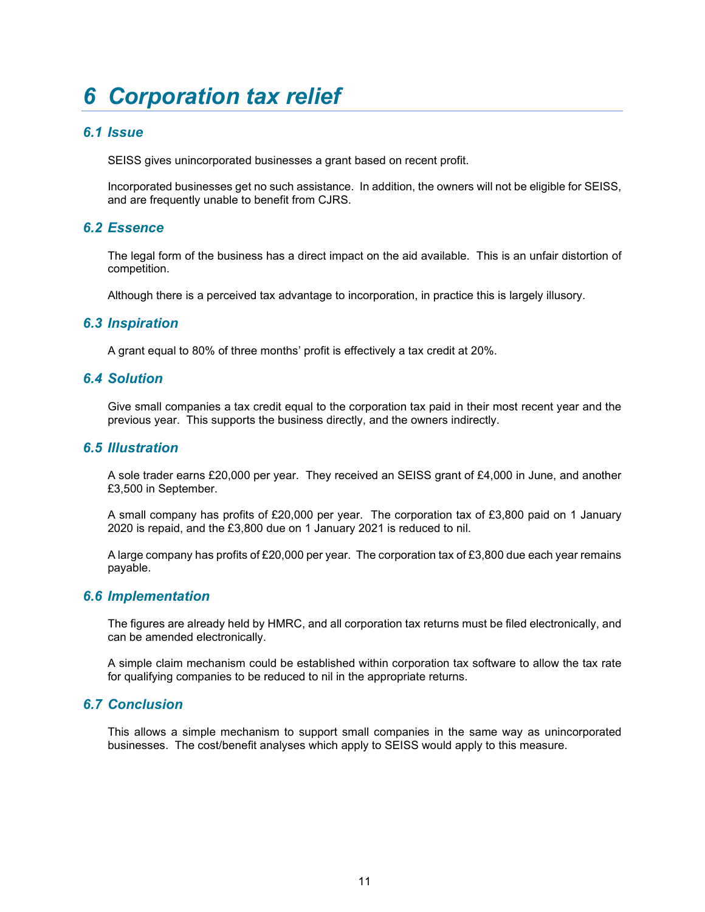# 6 Corporation tax relief

## 6.1 Issue

SEISS gives unincorporated businesses a grant based on recent profit.

Incorporated businesses get no such assistance. In addition, the owners will not be eligible for SEISS, and are frequently unable to benefit from CJRS.

## 6.2 Essence

The legal form of the business has a direct impact on the aid available. This is an unfair distortion of competition.

Although there is a perceived tax advantage to incorporation, in practice this is largely illusory.

## 6.3 Inspiration

A grant equal to 80% of three months' profit is effectively a tax credit at 20%.

## 6.4 Solution

Give small companies a tax credit equal to the corporation tax paid in their most recent year and the previous year. This supports the business directly, and the owners indirectly.

## 6.5 Illustration

A sole trader earns £20,000 per year. They received an SEISS grant of £4,000 in June, and another £3,500 in September.

A small company has profits of £20,000 per year. The corporation tax of £3,800 paid on 1 January 2020 is repaid, and the £3,800 due on 1 January 2021 is reduced to nil.

A large company has profits of £20,000 per year. The corporation tax of £3,800 due each year remains payable.

## 6.6 Implementation

The figures are already held by HMRC, and all corporation tax returns must be filed electronically, and can be amended electronically.

A simple claim mechanism could be established within corporation tax software to allow the tax rate for qualifying companies to be reduced to nil in the appropriate returns.

## 6.7 Conclusion

This allows a simple mechanism to support small companies in the same way as unincorporated businesses. The cost/benefit analyses which apply to SEISS would apply to this measure.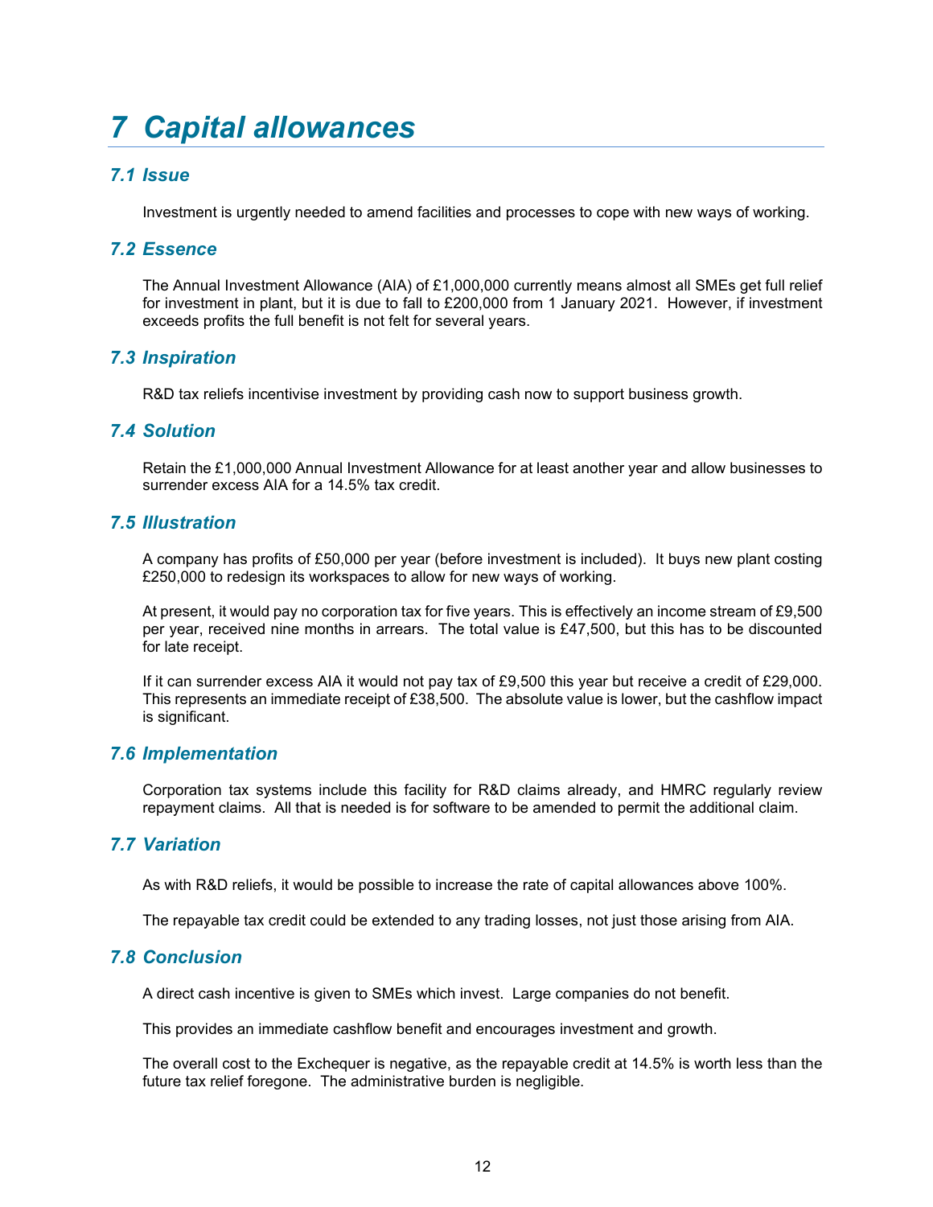# 7 Capital allowances

## 7.1 Issue

Investment is urgently needed to amend facilities and processes to cope with new ways of working.

## 7.2 Essence

The Annual Investment Allowance (AIA) of £1,000,000 currently means almost all SMEs get full relief for investment in plant, but it is due to fall to £200,000 from 1 January 2021. However, if investment exceeds profits the full benefit is not felt for several years.

## 7.3 Inspiration

R&D tax reliefs incentivise investment by providing cash now to support business growth.

## 7.4 Solution

Retain the £1,000,000 Annual Investment Allowance for at least another year and allow businesses to surrender excess AIA for a 14.5% tax credit.

## 7.5 Illustration

A company has profits of £50,000 per year (before investment is included). It buys new plant costing £250,000 to redesign its workspaces to allow for new ways of working.

At present, it would pay no corporation tax for five years. This is effectively an income stream of £9,500 per year, received nine months in arrears. The total value is £47,500, but this has to be discounted for late receipt.

If it can surrender excess AIA it would not pay tax of £9,500 this year but receive a credit of £29,000. This represents an immediate receipt of £38,500. The absolute value is lower, but the cashflow impact is significant.

## 7.6 Implementation

Corporation tax systems include this facility for R&D claims already, and HMRC regularly review repayment claims. All that is needed is for software to be amended to permit the additional claim.

## 7.7 Variation

As with R&D reliefs, it would be possible to increase the rate of capital allowances above 100%.

The repayable tax credit could be extended to any trading losses, not just those arising from AIA.

## 7.8 Conclusion

A direct cash incentive is given to SMEs which invest. Large companies do not benefit.

This provides an immediate cashflow benefit and encourages investment and growth.

The overall cost to the Exchequer is negative, as the repayable credit at 14.5% is worth less than the future tax relief foregone. The administrative burden is negligible.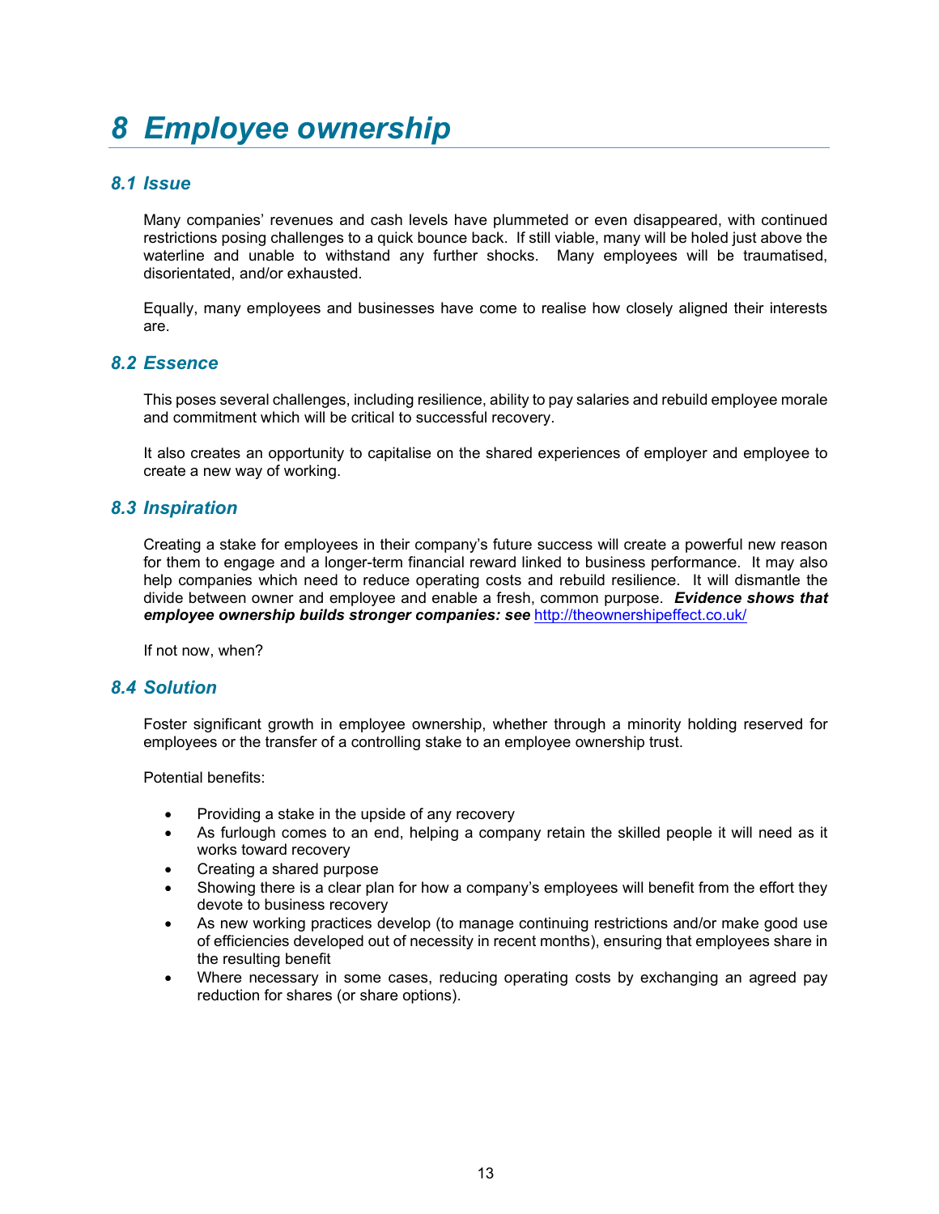# 8 Employee ownership

## 8.1 Issue

Many companies' revenues and cash levels have plummeted or even disappeared, with continued restrictions posing challenges to a quick bounce back. If still viable, many will be holed just above the waterline and unable to withstand any further shocks. Many employees will be traumatised, disorientated, and/or exhausted.

Equally, many employees and businesses have come to realise how closely aligned their interests are.

## 8.2 Essence

This poses several challenges, including resilience, ability to pay salaries and rebuild employee morale and commitment which will be critical to successful recovery.

It also creates an opportunity to capitalise on the shared experiences of employer and employee to create a new way of working.

## 8.3 Inspiration

Creating a stake for employees in their company's future success will create a powerful new reason for them to engage and a longer-term financial reward linked to business performance. It may also help companies which need to reduce operating costs and rebuild resilience. It will dismantle the divide between owner and employee and enable a fresh, common purpose. ***Evidence shows that employee ownership builds stronger companies: see*** [http://theownershipeffect.co.uk/](http://theownershipeffect.co.uk/)

If not now, when?

## 8.4 Solution

Foster significant growth in employee ownership, whether through a minority holding reserved for employees or the transfer of a controlling stake to an employee ownership trust.

Potential benefits:

- Providing a stake in the upside of any recovery
- As furlough comes to an end, helping a company retain the skilled people it will need as it works toward recovery
- Creating a shared purpose
- Showing there is a clear plan for how a company's employees will benefit from the effort they devote to business recovery
- As new working practices develop (to manage continuing restrictions and/or make good use of efficiencies developed out of necessity in recent months), ensuring that employees share in the resulting benefit
- Where necessary in some cases, reducing operating costs by exchanging an agreed pay reduction for shares (or share options).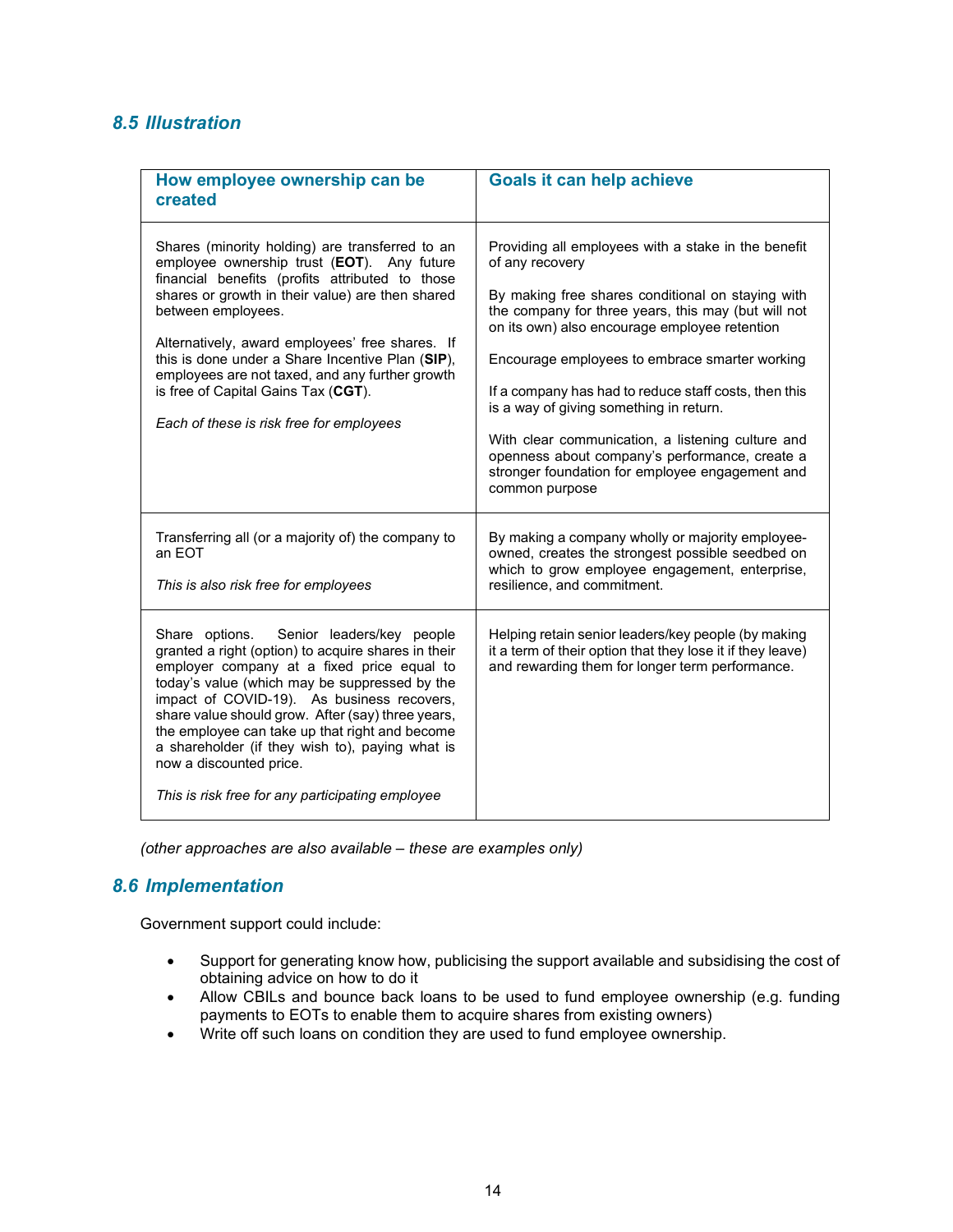## 8.5 Illustration

| How employee ownership can be created | Goals it can help achieve |
|---|---|
| Shares (minority holding) are transferred to an employee ownership trust (**EOT**). Any future financial benefits (profits attributed to those shares or growth in their value) are then shared between employees.<br><br>Alternatively, award employees' free shares. If this is done under a Share Incentive Plan (**SIP**), employees are not taxed, and any further growth is free of Capital Gains Tax (**CGT**).<br><br>*Each of these is risk free for employees* | Providing all employees with a stake in the benefit of any recovery<br><br>By making free shares conditional on staying with the company for three years, this may (but will not on its own) also encourage employee retention<br><br>Encourage employees to embrace smarter working<br><br>If a company has had to reduce staff costs, then this is a way of giving something in return.<br><br>With clear communication, a listening culture and openness about company's performance, create a stronger foundation for employee engagement and common purpose |
| Transferring all (or a majority of) the company to an EOT<br><br>*This is also risk free for employees* | By making a company wholly or majority employee-owned, creates the strongest possible seedbed on which to grow employee engagement, enterprise, resilience, and commitment. |
| Share options. Senior leaders/key people granted a right (option) to acquire shares in their employer company at a fixed price equal to today's value (which may be suppressed by the impact of COVID-19). As business recovers, share value should grow. After (say) three years, the employee can take up that right and become a shareholder (if they wish to), paying what is now a discounted price.<br><br>*This is risk free for any participating employee* | Helping retain senior leaders/key people (by making it a term of their option that they lose it if they leave) and rewarding them for longer term performance. |

*(other approaches are also available – these are examples only)*

## 8.6 Implementation

Government support could include:

- Support for generating know how, publicising the support available and subsidising the cost of obtaining advice on how to do it
- Allow CBILs and bounce back loans to be used to fund employee ownership (e.g. funding payments to EOTs to enable them to acquire shares from existing owners)
- Write off such loans on condition they are used to fund employee ownership.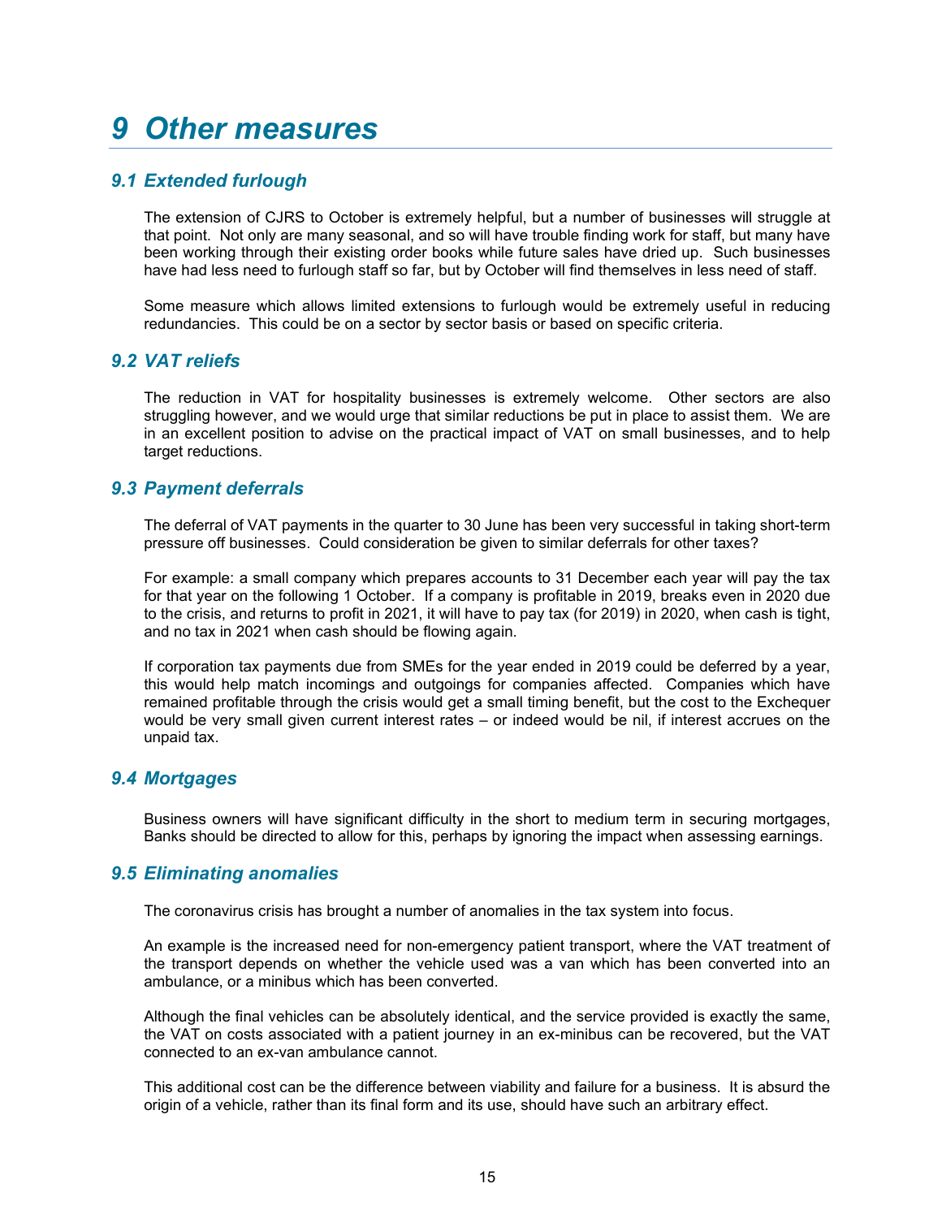# 9 Other measures

## 9.1 Extended furlough

The extension of CJRS to October is extremely helpful, but a number of businesses will struggle at that point. Not only are many seasonal, and so will have trouble finding work for staff, but many have been working through their existing order books while future sales have dried up. Such businesses have had less need to furlough staff so far, but by October will find themselves in less need of staff.

Some measure which allows limited extensions to furlough would be extremely useful in reducing redundancies. This could be on a sector by sector basis or based on specific criteria.

## 9.2 VAT reliefs

The reduction in VAT for hospitality businesses is extremely welcome. Other sectors are also struggling however, and we would urge that similar reductions be put in place to assist them. We are in an excellent position to advise on the practical impact of VAT on small businesses, and to help target reductions.

## 9.3 Payment deferrals

The deferral of VAT payments in the quarter to 30 June has been very successful in taking short-term pressure off businesses. Could consideration be given to similar deferrals for other taxes?

For example: a small company which prepares accounts to 31 December each year will pay the tax for that year on the following 1 October. If a company is profitable in 2019, breaks even in 2020 due to the crisis, and returns to profit in 2021, it will have to pay tax (for 2019) in 2020, when cash is tight, and no tax in 2021 when cash should be flowing again.

If corporation tax payments due from SMEs for the year ended in 2019 could be deferred by a year, this would help match incomings and outgoings for companies affected. Companies which have remained profitable through the crisis would get a small timing benefit, but the cost to the Exchequer would be very small given current interest rates – or indeed would be nil, if interest accrues on the unpaid tax.

## 9.4 Mortgages

Business owners will have significant difficulty in the short to medium term in securing mortgages, Banks should be directed to allow for this, perhaps by ignoring the impact when assessing earnings.

## 9.5 Eliminating anomalies

The coronavirus crisis has brought a number of anomalies in the tax system into focus.

An example is the increased need for non-emergency patient transport, where the VAT treatment of the transport depends on whether the vehicle used was a van which has been converted into an ambulance, or a minibus which has been converted.

Although the final vehicles can be absolutely identical, and the service provided is exactly the same, the VAT on costs associated with a patient journey in an ex-minibus can be recovered, but the VAT connected to an ex-van ambulance cannot.

This additional cost can be the difference between viability and failure for a business. It is absurd the origin of a vehicle, rather than its final form and its use, should have such an arbitrary effect.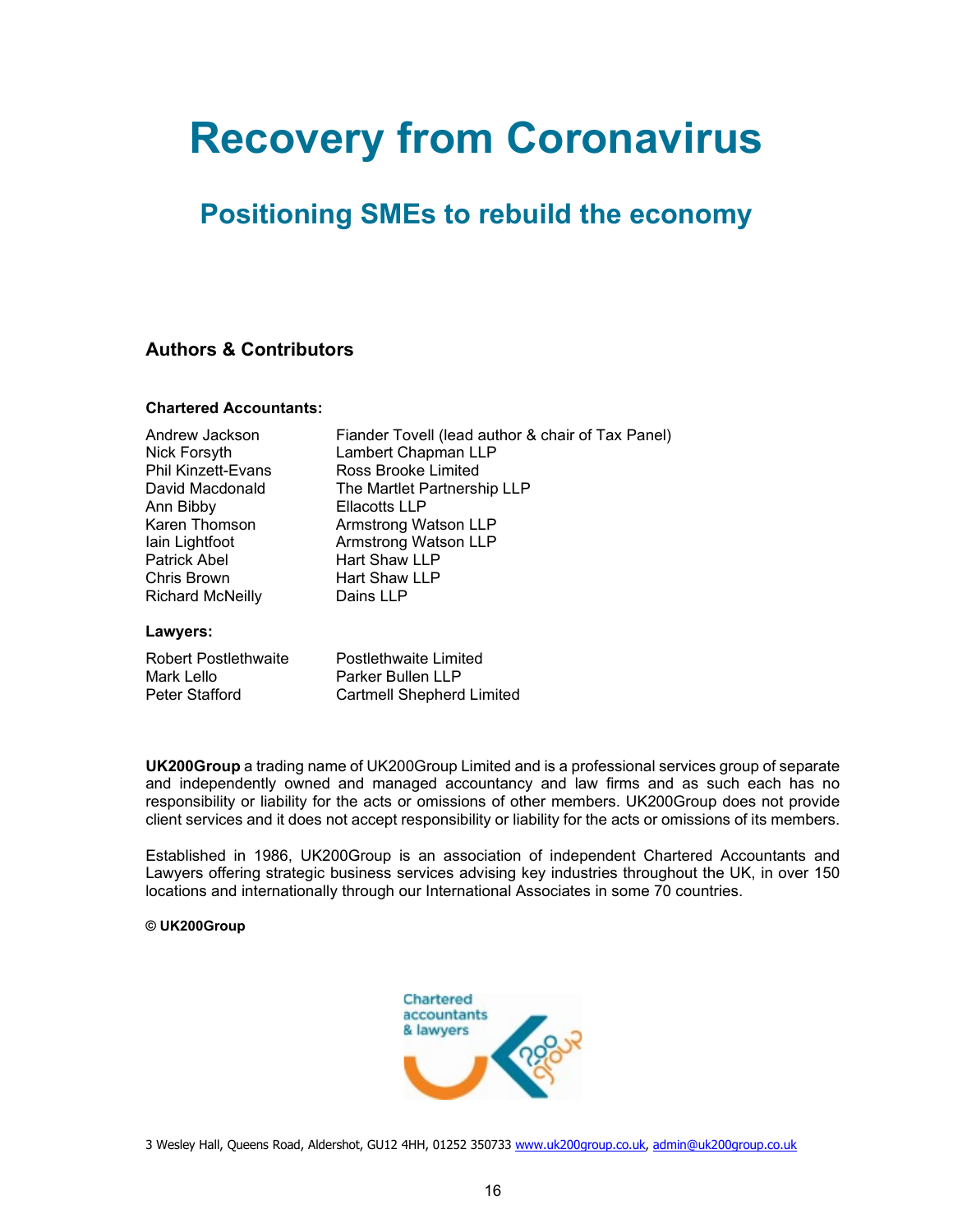# Recovery from Coronavirus

## Positioning SMEs to rebuild the economy

### Authors & Contributors

**Chartered Accountants:**

| | |
|---|---|
| Andrew Jackson | Fiander Tovell (lead author & chair of Tax Panel) |
| Nick Forsyth | Lambert Chapman LLP |
| Phil Kinzett-Evans | Ross Brooke Limited |
| David Macdonald | The Martlet Partnership LLP |
| Ann Bibby | Ellacotts LLP |
| Karen Thomson | Armstrong Watson LLP |
| Iain Lightfoot | Armstrong Watson LLP |
| Patrick Abel | Hart Shaw LLP |
| Chris Brown | Hart Shaw LLP |
| Richard McNeilly | Dains LLP |

**Lawyers:**

| | |
|---|---|
| Robert Postlethwaite | Postlethwaite Limited |
| Mark Lello | Parker Bullen LLP |
| Peter Stafford | Cartmell Shepherd Limited |

**UK200Group** a trading name of UK200Group Limited and is a professional services group of separate and independently owned and managed accountancy and law firms and as such each has no responsibility or liability for the acts or omissions of other members. UK200Group does not provide client services and it does not accept responsibility or liability for the acts or omissions of its members.

Established in 1986, UK200Group is an association of independent Chartered Accountants and Lawyers offering strategic business services advising key industries throughout the UK, in over 150 locations and internationally through our International Associates in some 70 countries.

**© UK200Group**

Chartered accountants & lawyers

3 Wesley Hall, Queens Road, Aldershot, GU12 4HH, 01252 350733 www.uk200group.co.uk, admin@uk200group.co.uk